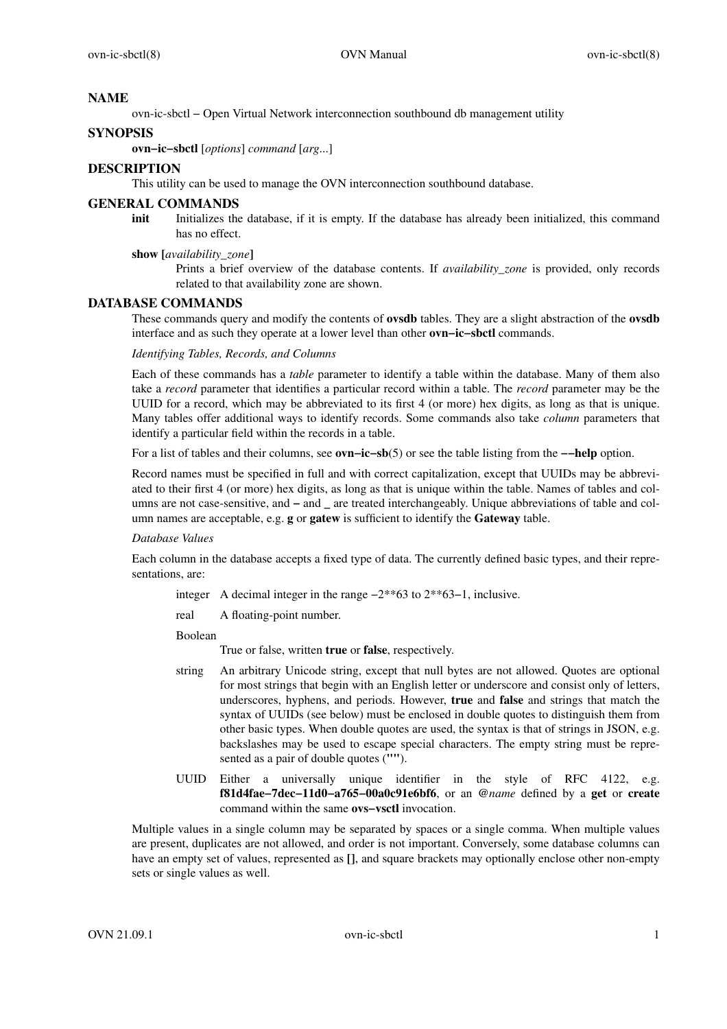## NAME

ovn-ic-sbctl − Open Virtual Network interconnection southbound db management utility

## SYNOPSIS

**ovn−ic−sbctl** [*options*] *command* [*arg*...]

## DESCRIPTION

This utility can be used to manage the OVN interconnection southbound database.

## GENERAL COMMANDS

**init**
Initializes the database, if it is empty. If the database has already been initialized, this command has no effect.

**show [***availability_zone***]**
Prints a brief overview of the database contents. If *availability_zone* is provided, only records related to that availability zone are shown.

## DATABASE COMMANDS

These commands query and modify the contents of **ovsdb** tables. They are a slight abstraction of the **ovsdb** interface and as such they operate at a lower level than other **ovn−ic−sbctl** commands.

*Identifying Tables, Records, and Columns*

Each of these commands has a *table* parameter to identify a table within the database. Many of them also take a *record* parameter that identifies a particular record within a table. The *record* parameter may be the UUID for a record, which may be abbreviated to its first 4 (or more) hex digits, as long as that is unique. Many tables offer additional ways to identify records. Some commands also take *column* parameters that identify a particular field within the records in a table.

For a list of tables and their columns, see **ovn−ic−sb**(5) or see the table listing from the **−−help** option.

Record names must be specified in full and with correct capitalization, except that UUIDs may be abbreviated to their first 4 (or more) hex digits, as long as that is unique within the table. Names of tables and columns are not case-sensitive, and **−** and **_** are treated interchangeably. Unique abbreviations of table and column names are acceptable, e.g. **g** or **gatew** is sufficient to identify the **Gateway** table.

*Database Values*

Each column in the database accepts a fixed type of data. The currently defined basic types, and their representations, are:

integer
A decimal integer in the range −2**63 to 2**63−1, inclusive.

real
A floating-point number.

Boolean
True or false, written **true** or **false**, respectively.

string
An arbitrary Unicode string, except that null bytes are not allowed. Quotes are optional for most strings that begin with an English letter or underscore and consist only of letters, underscores, hyphens, and periods. However, **true** and **false** and strings that match the syntax of UUIDs (see below) must be enclosed in double quotes to distinguish them from other basic types. When double quotes are used, the syntax is that of strings in JSON, e.g. backslashes may be used to escape special characters. The empty string must be represented as a pair of double quotes (**""**).

UUID
Either a universally unique identifier in the style of RFC 4122, e.g. **f81d4fae−7dec−11d0−a765−00a0c91e6bf6**, or an **@***name* defined by a **get** or **create** command within the same **ovs−vsctl** invocation.

Multiple values in a single column may be separated by spaces or a single comma. When multiple values are present, duplicates are not allowed, and order is not important. Conversely, some database columns can have an empty set of values, represented as **[]**, and square brackets may optionally enclose other non-empty sets or single values as well.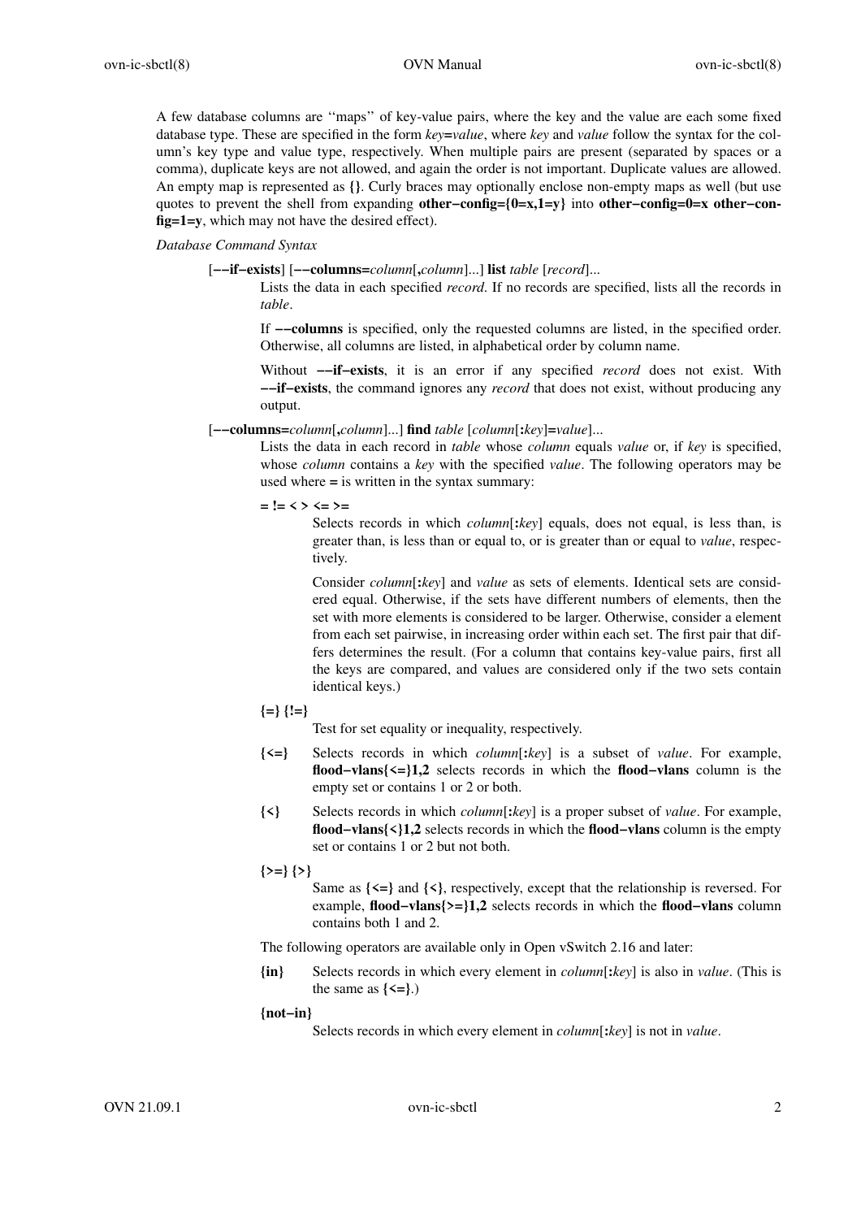A few database columns are ''maps'' of key-value pairs, where the key and the value are each some fixed database type. These are specified in the form *key*=*value*, where *key* and *value* follow the syntax for the column's key type and value type, respectively. When multiple pairs are present (separated by spaces or a comma), duplicate keys are not allowed, and again the order is not important. Duplicate values are allowed. An empty map is represented as **{}**. Curly braces may optionally enclose non-empty maps as well (but use quotes to prevent the shell from expanding **other−config={0=x,1=y}** into **other−config=0=x other−config=1=y**, which may not have the desired effect).

*Database Command Syntax*

[**−−if−exists**] [**−−columns=***column*[**,***column*]...] **list** *table* [*record*]...

Lists the data in each specified *record*. If no records are specified, lists all the records in *table*.

If **−−columns** is specified, only the requested columns are listed, in the specified order. Otherwise, all columns are listed, in alphabetical order by column name.

Without **−−if−exists**, it is an error if any specified *record* does not exist. With **−−if−exists**, the command ignores any *record* that does not exist, without producing any output.

[**−−columns=***column*[**,***column*]...] **find** *table* [*column*[**:***key*]**=***value*]...

Lists the data in each record in *table* whose *column* equals *value* or, if *key* is specified, whose *column* contains a *key* with the specified *value*. The following operators may be used where **=** is written in the syntax summary:

**= != < > <= >=**

Selects records in which *column*[**:***key*] equals, does not equal, is less than, is greater than, is less than or equal to, or is greater than or equal to *value*, respectively.

Consider *column*[**:***key*] and *value* as sets of elements. Identical sets are considered equal. Otherwise, if the sets have different numbers of elements, then the set with more elements is considered to be larger. Otherwise, consider a element from each set pairwise, in increasing order within each set. The first pair that differs determines the result. (For a column that contains key-value pairs, first all the keys are compared, and values are considered only if the two sets contain identical keys.)

**{=} {!=}**

Test for set equality or inequality, respectively.

**{<=}** Selects records in which *column*[**:***key*] is a subset of *value*. For example, **flood−vlans{<=}1,2** selects records in which the **flood−vlans** column is the empty set or contains 1 or 2 or both.

**{<}** Selects records in which *column*[**:***key*] is a proper subset of *value*. For example, **flood−vlans{<}1,2** selects records in which the **flood−vlans** column is the empty set or contains 1 or 2 but not both.

**{>=} {>}**

Same as **{<=}** and **{<}**, respectively, except that the relationship is reversed. For example, **flood−vlans{>=}1,2** selects records in which the **flood−vlans** column contains both 1 and 2.

The following operators are available only in Open vSwitch 2.16 and later:

**{in}** Selects records in which every element in *column*[**:***key*] is also in *value*. (This is the same as **{<=}**.)

**{not−in}**

Selects records in which every element in *column*[**:***key*] is not in *value*.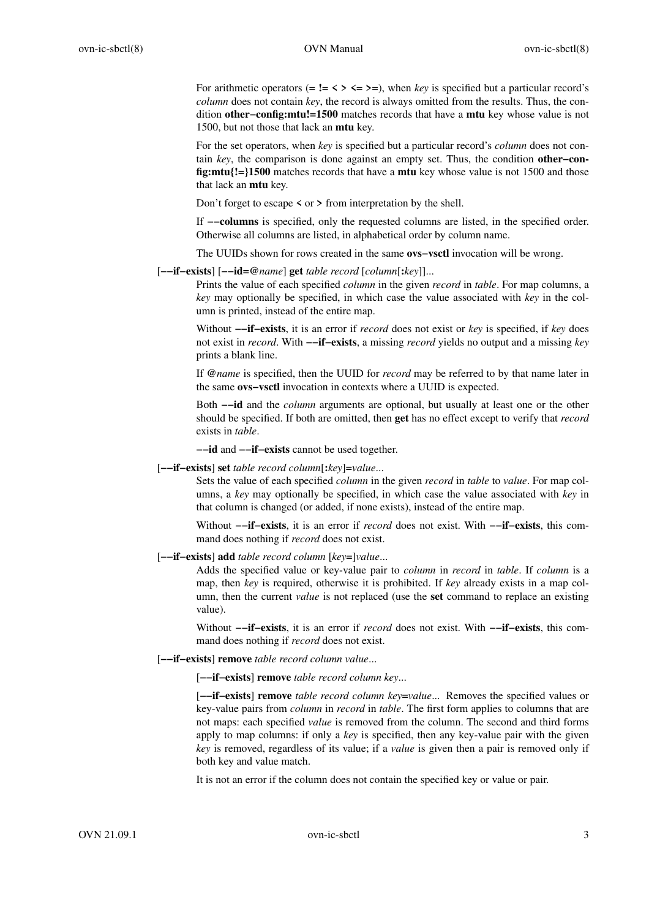For arithmetic operators (**= != < > <= >=**), when *key* is specified but a particular record's *column* does not contain *key*, the record is always omitted from the results. Thus, the condition **other−config:mtu!=1500** matches records that have a **mtu** key whose value is not 1500, but not those that lack an **mtu** key.

For the set operators, when *key* is specified but a particular record's *column* does not contain *key*, the comparison is done against an empty set. Thus, the condition **other−config:mtu{!=}1500** matches records that have a **mtu** key whose value is not 1500 and those that lack an **mtu** key.

Don't forget to escape **<** or **>** from interpretation by the shell.

If **−−columns** is specified, only the requested columns are listed, in the specified order. Otherwise all columns are listed, in alphabetical order by column name.

The UUIDs shown for rows created in the same **ovs−vsctl** invocation will be wrong.

[**−−if−exists**] [**−−id=@***name*] **get** *table record* [*column*[**:***key*]]...

Prints the value of each specified *column* in the given *record* in *table*. For map columns, a *key* may optionally be specified, in which case the value associated with *key* in the column is printed, instead of the entire map.

Without **−−if−exists**, it is an error if *record* does not exist or *key* is specified, if *key* does not exist in *record*. With **−−if−exists**, a missing *record* yields no output and a missing *key* prints a blank line.

If **@***name* is specified, then the UUID for *record* may be referred to by that name later in the same **ovs−vsctl** invocation in contexts where a UUID is expected.

Both **−−id** and the *column* arguments are optional, but usually at least one or the other should be specified. If both are omitted, then **get** has no effect except to verify that *record* exists in *table*.

**−−id** and **−−if−exists** cannot be used together.

[**−−if−exists**] **set** *table record column*[**:***key*]**=***value*...

Sets the value of each specified *column* in the given *record* in *table* to *value*. For map columns, a *key* may optionally be specified, in which case the value associated with *key* in that column is changed (or added, if none exists), instead of the entire map.

Without **−−if−exists**, it is an error if *record* does not exist. With **−−if−exists**, this command does nothing if *record* does not exist.

[**−−if−exists**] **add** *table record column* [*key***=**]*value*...

Adds the specified value or key-value pair to *column* in *record* in *table*. If *column* is a map, then *key* is required, otherwise it is prohibited. If *key* already exists in a map column, then the current *value* is not replaced (use the **set** command to replace an existing value).

Without **−−if−exists**, it is an error if *record* does not exist. With **−−if−exists**, this command does nothing if *record* does not exist.

[**−−if−exists**] **remove** *table record column value*...

[**−−if−exists**] **remove** *table record column key*...

[**−−if−exists**] **remove** *table record column key***=***value*... Removes the specified values or key-value pairs from *column* in *record* in *table*. The first form applies to columns that are not maps: each specified *value* is removed from the column. The second and third forms apply to map columns: if only a *key* is specified, then any key-value pair with the given *key* is removed, regardless of its value; if a *value* is given then a pair is removed only if both key and value match.

It is not an error if the column does not contain the specified key or value or pair.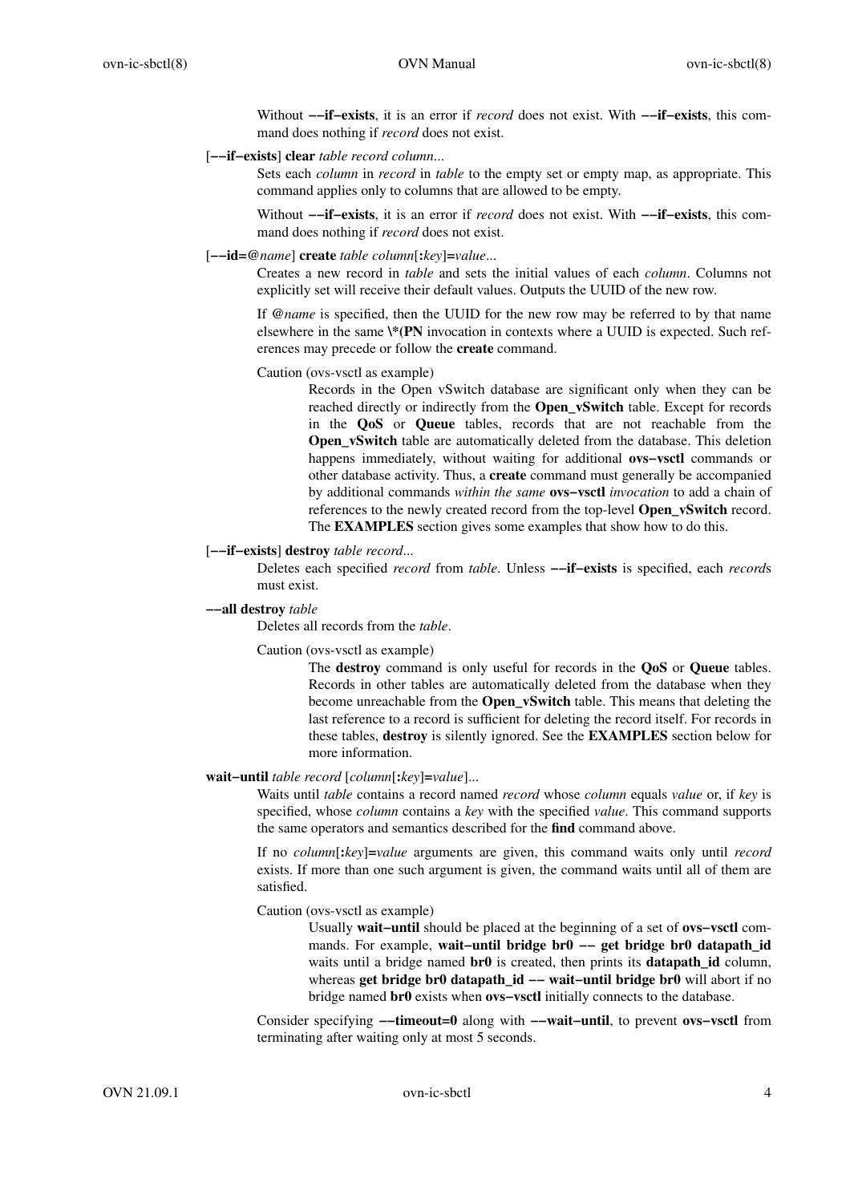Without **--if-exists**, it is an error if *record* does not exist. With **--if-exists**, this command does nothing if *record* does not exist.

[**--if-exists**] **clear** *table record column*...

Sets each *column* in *record* in *table* to the empty set or empty map, as appropriate. This command applies only to columns that are allowed to be empty.

Without **--if-exists**, it is an error if *record* does not exist. With **--if-exists**, this command does nothing if *record* does not exist.

[**--id=@***name*] **create** *table column*[**:***key*]**=***value*...

Creates a new record in *table* and sets the initial values of each *column*. Columns not explicitly set will receive their default values. Outputs the UUID of the new row.

If **@***name* is specified, then the UUID for the new row may be referred to by that name elsewhere in the same **\*(PN** invocation in contexts where a UUID is expected. Such references may precede or follow the **create** command.

Caution (ovs-vsctl as example)

> Records in the Open vSwitch database are significant only when they can be reached directly or indirectly from the **Open_vSwitch** table. Except for records in the **QoS** or **Queue** tables, records that are not reachable from the **Open_vSwitch** table are automatically deleted from the database. This deletion happens immediately, without waiting for additional **ovs-vsctl** commands or other database activity. Thus, a **create** command must generally be accompanied by additional commands *within the same* **ovs-vsctl** *invocation* to add a chain of references to the newly created record from the top-level **Open_vSwitch** record. The **EXAMPLES** section gives some examples that show how to do this.

[**--if-exists**] **destroy** *table record*...

Deletes each specified *record* from *table*. Unless **--if-exists** is specified, each *record*s must exist.

**--all destroy** *table*

Deletes all records from the *table*.

Caution (ovs-vsctl as example)

> The **destroy** command is only useful for records in the **QoS** or **Queue** tables. Records in other tables are automatically deleted from the database when they become unreachable from the **Open_vSwitch** table. This means that deleting the last reference to a record is sufficient for deleting the record itself. For records in these tables, **destroy** is silently ignored. See the **EXAMPLES** section below for more information.

**wait-until** *table record* [*column*[**:***key*]**=***value*]...

Waits until *table* contains a record named *record* whose *column* equals *value* or, if *key* is specified, whose *column* contains a *key* with the specified *value*. This command supports the same operators and semantics described for the **find** command above.

If no *column*[**:***key*]**=***value* arguments are given, this command waits only until *record* exists. If more than one such argument is given, the command waits until all of them are satisfied.

Caution (ovs-vsctl as example)

> Usually **wait-until** should be placed at the beginning of a set of **ovs-vsctl** commands. For example, **wait-until bridge br0 -- get bridge br0 datapath_id** waits until a bridge named **br0** is created, then prints its **datapath_id** column, whereas **get bridge br0 datapath_id -- wait-until bridge br0** will abort if no bridge named **br0** exists when **ovs-vsctl** initially connects to the database.

Consider specifying **--timeout=0** along with **--wait-until**, to prevent **ovs-vsctl** from terminating after waiting only at most 5 seconds.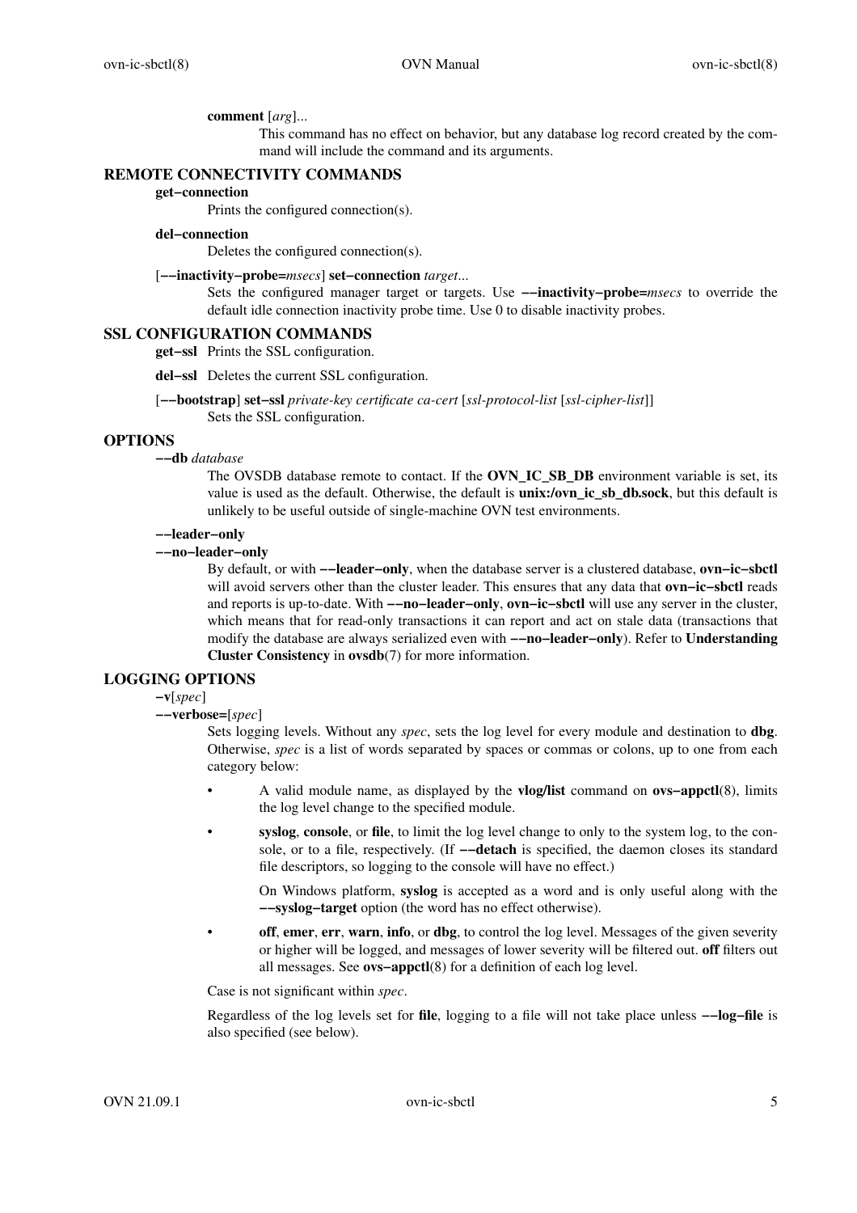**comment** [*arg*]...

This command has no effect on behavior, but any database log record created by the command will include the command and its arguments.

## REMOTE CONNECTIVITY COMMANDS

**get−connection**

Prints the configured connection(s).

**del−connection**

Deletes the configured connection(s).

[**−−inactivity−probe=***msecs*] **set−connection** *target*...

Sets the configured manager target or targets. Use **−−inactivity−probe=***msecs* to override the default idle connection inactivity probe time. Use 0 to disable inactivity probes.

## SSL CONFIGURATION COMMANDS

**get−ssl** Prints the SSL configuration.

**del−ssl** Deletes the current SSL configuration.

[**−−bootstrap**] **set−ssl** *private-key certificate ca-cert* [*ssl-protocol-list* [*ssl-cipher-list*]]

Sets the SSL configuration.

## OPTIONS

**−−db** *database*

The OVSDB database remote to contact. If the **OVN_IC_SB_DB** environment variable is set, its value is used as the default. Otherwise, the default is **unix:/ovn_ic_sb_db.sock**, but this default is unlikely to be useful outside of single-machine OVN test environments.

**−−leader−only**

**−−no−leader−only**

By default, or with **−−leader−only**, when the database server is a clustered database, **ovn−ic−sbctl** will avoid servers other than the cluster leader. This ensures that any data that **ovn−ic−sbctl** reads and reports is up-to-date. With **−−no−leader−only**, **ovn−ic−sbctl** will use any server in the cluster, which means that for read-only transactions it can report and act on stale data (transactions that modify the database are always serialized even with **−−no−leader−only**). Refer to **Understanding Cluster Consistency** in **ovsdb**(7) for more information.

## LOGGING OPTIONS

**−v**[*spec*]

**−−verbose=**[*spec*]

Sets logging levels. Without any *spec*, sets the log level for every module and destination to **dbg**. Otherwise, *spec* is a list of words separated by spaces or commas or colons, up to one from each category below:

- A valid module name, as displayed by the **vlog/list** command on **ovs−appctl**(8), limits the log level change to the specified module.
- **syslog**, **console**, or **file**, to limit the log level change to only to the system log, to the console, or to a file, respectively. (If **−−detach** is specified, the daemon closes its standard file descriptors, so logging to the console will have no effect.)

  On Windows platform, **syslog** is accepted as a word and is only useful along with the **−−syslog−target** option (the word has no effect otherwise).
- **off**, **emer**, **err**, **warn**, **info**, or **dbg**, to control the log level. Messages of the given severity or higher will be logged, and messages of lower severity will be filtered out. **off** filters out all messages. See **ovs−appctl**(8) for a definition of each log level.

Case is not significant within *spec*.

Regardless of the log levels set for **file**, logging to a file will not take place unless **−−log−file** is also specified (see below).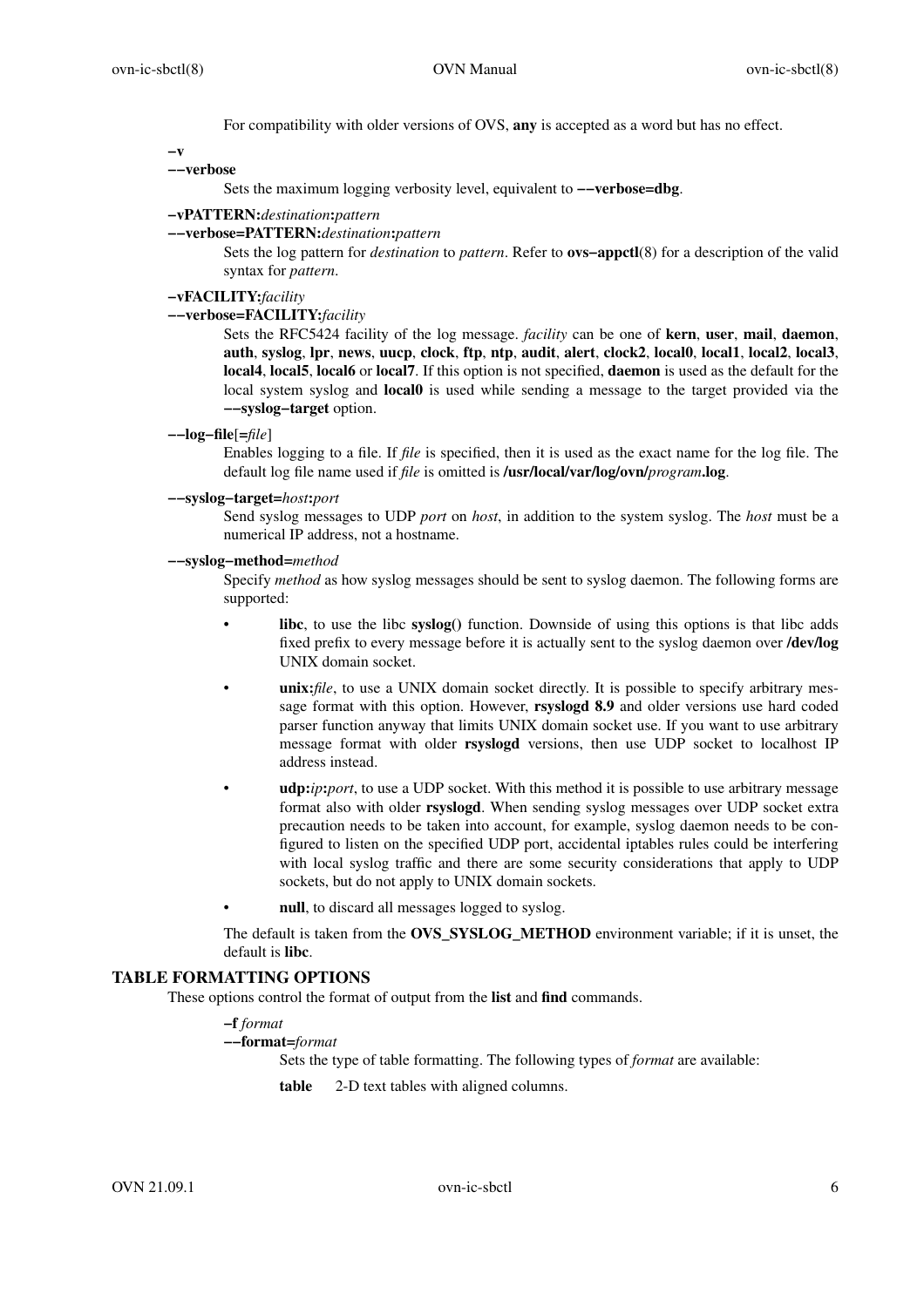For compatibility with older versions of OVS, **any** is accepted as a word but has no effect.

**−v**
**−−verbose**

Sets the maximum logging verbosity level, equivalent to **−−verbose=dbg**.

**−vPATTERN:***destination***:***pattern*
**−−verbose=PATTERN:***destination***:***pattern*

Sets the log pattern for *destination* to *pattern*. Refer to **ovs−appctl**(8) for a description of the valid syntax for *pattern*.

**−vFACILITY:***facility*
**−−verbose=FACILITY:***facility*

Sets the RFC5424 facility of the log message. *facility* can be one of **kern**, **user**, **mail**, **daemon**, **auth**, **syslog**, **lpr**, **news**, **uucp**, **clock**, **ftp**, **ntp**, **audit**, **alert**, **clock2**, **local0**, **local1**, **local2**, **local3**, **local4**, **local5**, **local6** or **local7**. If this option is not specified, **daemon** is used as the default for the local system syslog and **local0** is used while sending a message to the target provided via the **−−syslog−target** option.

**−−log−file**[**=***file*]

Enables logging to a file. If *file* is specified, then it is used as the exact name for the log file. The default log file name used if *file* is omitted is **/usr/local/var/log/ovn/***program***.log**.

**−−syslog−target=***host***:***port*

Send syslog messages to UDP *port* on *host*, in addition to the system syslog. The *host* must be a numerical IP address, not a hostname.

**−−syslog−method=***method*

Specify *method* as how syslog messages should be sent to syslog daemon. The following forms are supported:

- **libc**, to use the libc **syslog()** function. Downside of using this options is that libc adds fixed prefix to every message before it is actually sent to the syslog daemon over **/dev/log** UNIX domain socket.
- **unix:***file*, to use a UNIX domain socket directly. It is possible to specify arbitrary message format with this option. However, **rsyslogd 8.9** and older versions use hard coded parser function anyway that limits UNIX domain socket use. If you want to use arbitrary message format with older **rsyslogd** versions, then use UDP socket to localhost IP address instead.
- **udp:***ip***:***port*, to use a UDP socket. With this method it is possible to use arbitrary message format also with older **rsyslogd**. When sending syslog messages over UDP socket extra precaution needs to be taken into account, for example, syslog daemon needs to be configured to listen on the specified UDP port, accidental iptables rules could be interfering with local syslog traffic and there are some security considerations that apply to UDP sockets, but do not apply to UNIX domain sockets.
- **null**, to discard all messages logged to syslog.

The default is taken from the **OVS_SYSLOG_METHOD** environment variable; if it is unset, the default is **libc**.

## TABLE FORMATTING OPTIONS

These options control the format of output from the **list** and **find** commands.

**−f** *format*
**−−format=***format*

Sets the type of table formatting. The following types of *format* are available:

**table** 2-D text tables with aligned columns.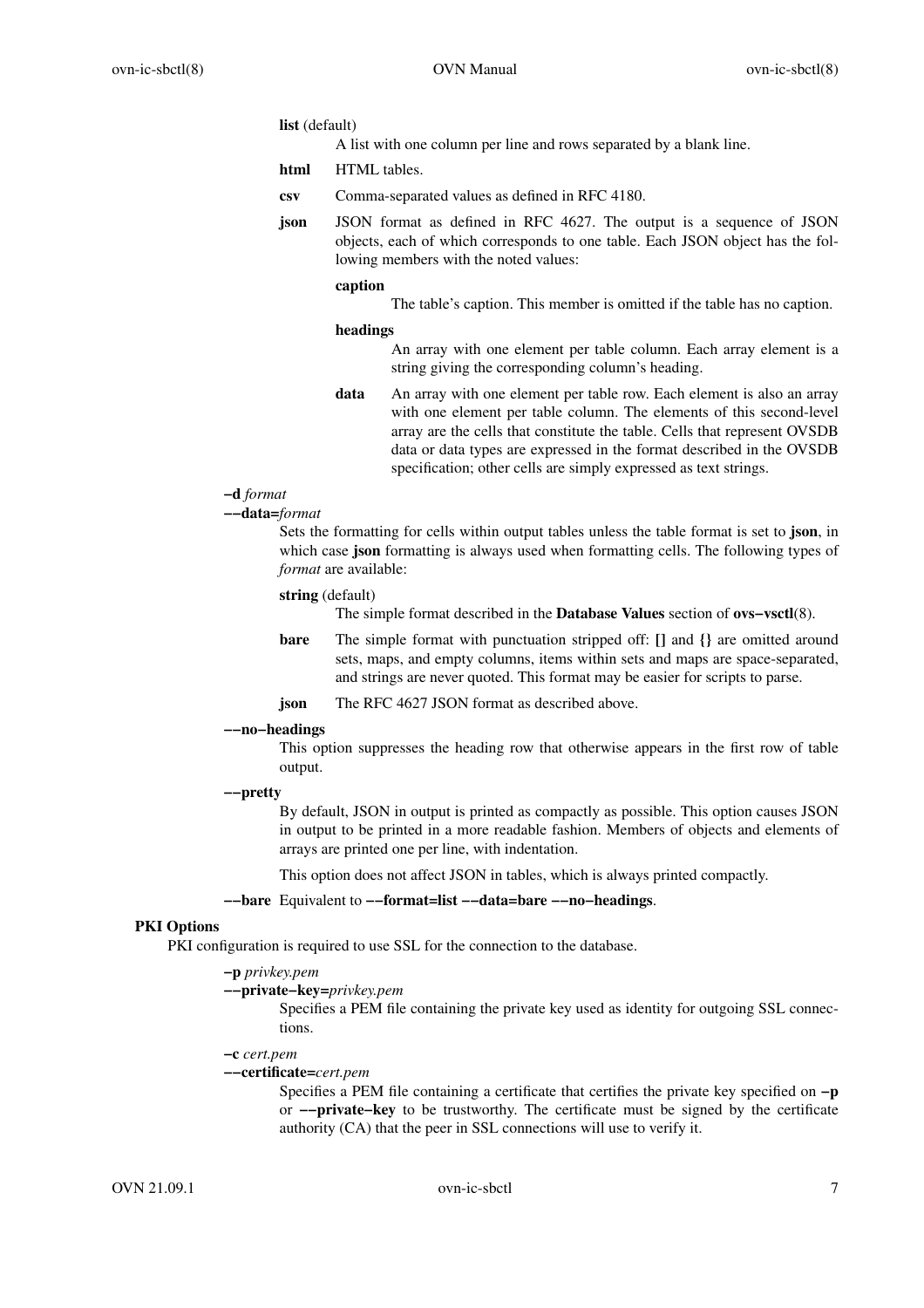**list** (default)

A list with one column per line and rows separated by a blank line.

**html** HTML tables.

**csv** Comma-separated values as defined in RFC 4180.

**json** JSON format as defined in RFC 4627. The output is a sequence of JSON objects, each of which corresponds to one table. Each JSON object has the following members with the noted values:

**caption**

The table's caption. This member is omitted if the table has no caption.

**headings**

An array with one element per table column. Each array element is a string giving the corresponding column's heading.

**data** An array with one element per table row. Each element is also an array with one element per table column. The elements of this second-level array are the cells that constitute the table. Cells that represent OVSDB data or data types are expressed in the format described in the OVSDB specification; other cells are simply expressed as text strings.

**−d** *format*
**−−data=***format*

Sets the formatting for cells within output tables unless the table format is set to **json**, in which case **json** formatting is always used when formatting cells. The following types of *format* are available:

**string** (default)

The simple format described in the **Database Values** section of **ovs−vsctl**(8).

**bare** The simple format with punctuation stripped off: **[]** and **{}** are omitted around sets, maps, and empty columns, items within sets and maps are space-separated, and strings are never quoted. This format may be easier for scripts to parse.

**json** The RFC 4627 JSON format as described above.

**−−no−headings**

This option suppresses the heading row that otherwise appears in the first row of table output.

**−−pretty**

By default, JSON in output is printed as compactly as possible. This option causes JSON in output to be printed in a more readable fashion. Members of objects and elements of arrays are printed one per line, with indentation.

This option does not affect JSON in tables, which is always printed compactly.

**−−bare** Equivalent to **−−format=list −−data=bare −−no−headings**.

## PKI Options

PKI configuration is required to use SSL for the connection to the database.

**−p** *privkey.pem*
**−−private−key=***privkey.pem*

Specifies a PEM file containing the private key used as identity for outgoing SSL connections.

**−c** *cert.pem*
**−−certificate=***cert.pem*

Specifies a PEM file containing a certificate that certifies the private key specified on **−p** or **−−private−key** to be trustworthy. The certificate must be signed by the certificate authority (CA) that the peer in SSL connections will use to verify it.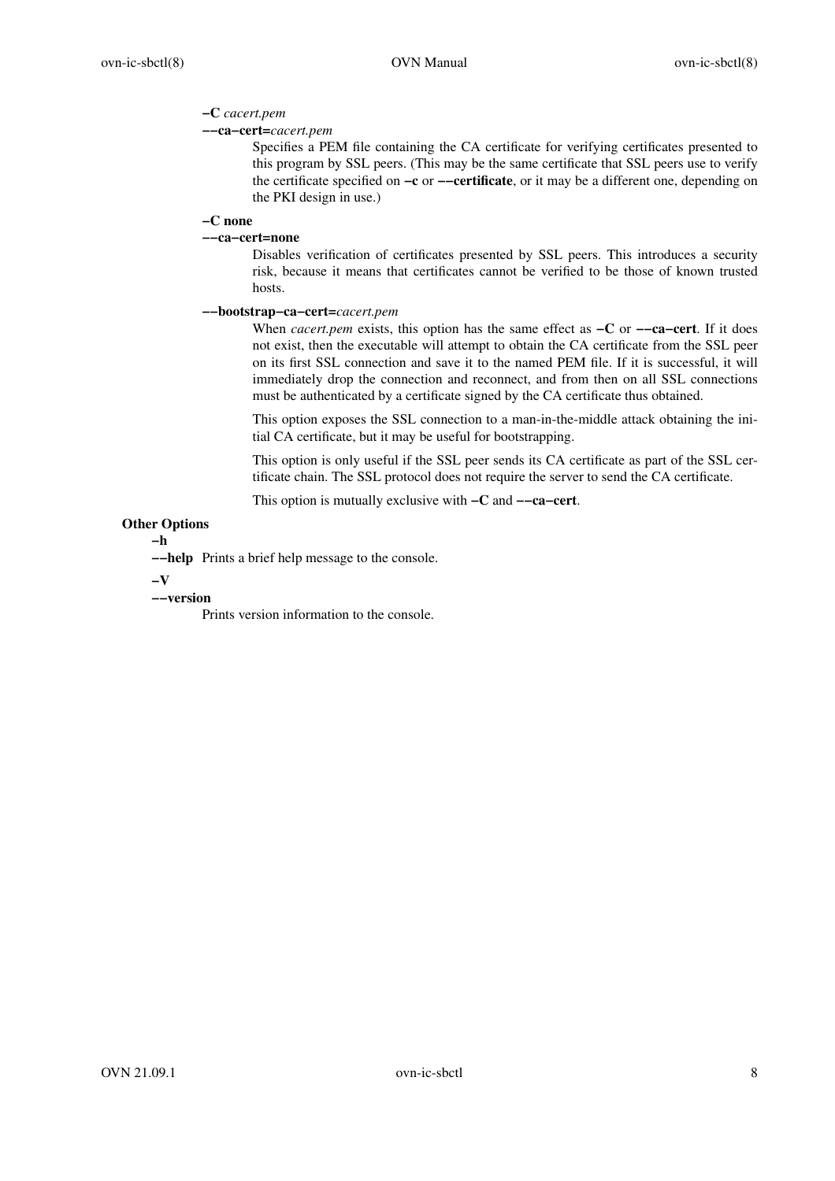**−C** *cacert.pem*
**−−ca−cert=***cacert.pem*

Specifies a PEM file containing the CA certificate for verifying certificates presented to this program by SSL peers. (This may be the same certificate that SSL peers use to verify the certificate specified on **−c** or **−−certificate**, or it may be a different one, depending on the PKI design in use.)

**−C none**
**−−ca−cert=none**

Disables verification of certificates presented by SSL peers. This introduces a security risk, because it means that certificates cannot be verified to be those of known trusted hosts.

**−−bootstrap−ca−cert=***cacert.pem*

When *cacert.pem* exists, this option has the same effect as **−C** or **−−ca−cert**. If it does not exist, then the executable will attempt to obtain the CA certificate from the SSL peer on its first SSL connection and save it to the named PEM file. If it is successful, it will immediately drop the connection and reconnect, and from then on all SSL connections must be authenticated by a certificate signed by the CA certificate thus obtained.

This option exposes the SSL connection to a man-in-the-middle attack obtaining the initial CA certificate, but it may be useful for bootstrapping.

This option is only useful if the SSL peer sends its CA certificate as part of the SSL certificate chain. The SSL protocol does not require the server to send the CA certificate.

This option is mutually exclusive with **−C** and **−−ca−cert**.

### Other Options

**−h**
**−−help** Prints a brief help message to the console.

**−V**
**−−version**

Prints version information to the console.